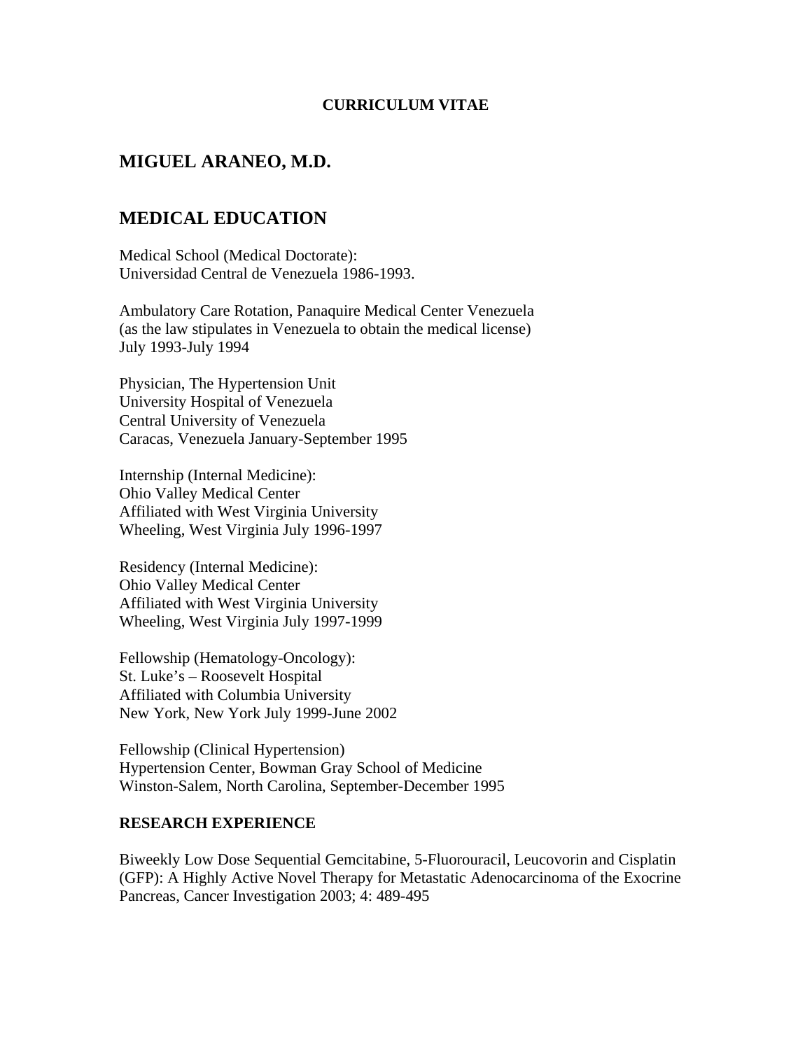**CURRICULUM VITAE**

# MIGUEL ARANEO, M.D.

## MEDICAL EDUCATION

Medical School (Medical Doctorate):
Universidad Central de Venezuela 1986-1993.

Ambulatory Care Rotation, Panaquire Medical Center Venezuela
(as the law stipulates in Venezuela to obtain the medical license)
July 1993-July 1994

Physician, The Hypertension Unit
University Hospital of Venezuela
Central University of Venezuela
Caracas, Venezuela January-September 1995

Internship (Internal Medicine):
Ohio Valley Medical Center
Affiliated with West Virginia University
Wheeling, West Virginia July 1996-1997

Residency (Internal Medicine):
Ohio Valley Medical Center
Affiliated with West Virginia University
Wheeling, West Virginia July 1997-1999

Fellowship (Hematology-Oncology):
St. Luke's – Roosevelt Hospital
Affiliated with Columbia University
New York, New York July 1999-June 2002

Fellowship (Clinical Hypertension)
Hypertension Center, Bowman Gray School of Medicine
Winston-Salem, North Carolina, September-December 1995

### RESEARCH EXPERIENCE

Biweekly Low Dose Sequential Gemcitabine, 5-Fluorouracil, Leucovorin and Cisplatin (GFP): A Highly Active Novel Therapy for Metastatic Adenocarcinoma of the Exocrine Pancreas, Cancer Investigation 2003; 4: 489-495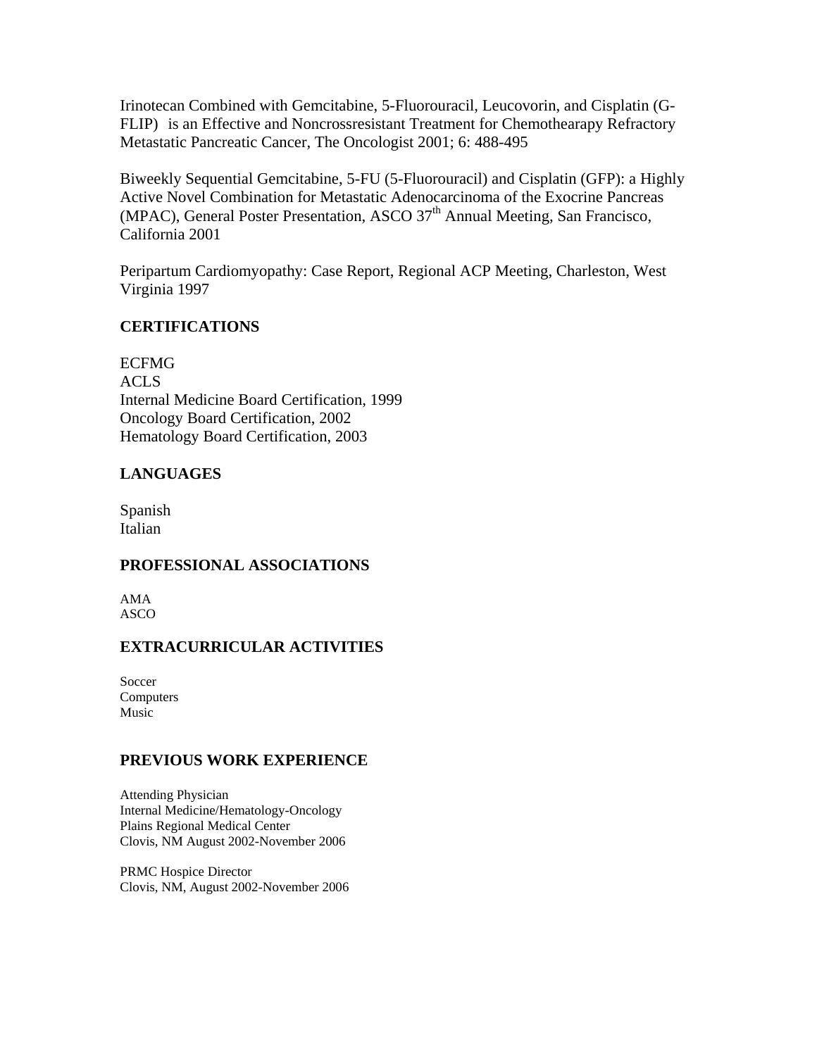Irinotecan Combined with Gemcitabine, 5-Fluorouracil, Leucovorin, and Cisplatin (G-FLIP) is an Effective and Noncrossresistant Treatment for Chemothearapy Refractory Metastatic Pancreatic Cancer, The Oncologist 2001; 6: 488-495

Biweekly Sequential Gemcitabine, 5-FU (5-Fluorouracil) and Cisplatin (GFP): a Highly Active Novel Combination for Metastatic Adenocarcinoma of the Exocrine Pancreas (MPAC), General Poster Presentation, ASCO 37th Annual Meeting, San Francisco, California 2001

Peripartum Cardiomyopathy: Case Report, Regional ACP Meeting, Charleston, West Virginia 1997

## CERTIFICATIONS

ECFMG
ACLS
Internal Medicine Board Certification, 1999
Oncology Board Certification, 2002
Hematology Board Certification, 2003

## LANGUAGES

Spanish
Italian

## PROFESSIONAL ASSOCIATIONS

AMA
ASCO

## EXTRACURRICULAR ACTIVITIES

Soccer
Computers
Music

## PREVIOUS WORK EXPERIENCE

Attending Physician
Internal Medicine/Hematology-Oncology
Plains Regional Medical Center
Clovis, NM August 2002-November 2006

PRMC Hospice Director
Clovis, NM, August 2002-November 2006